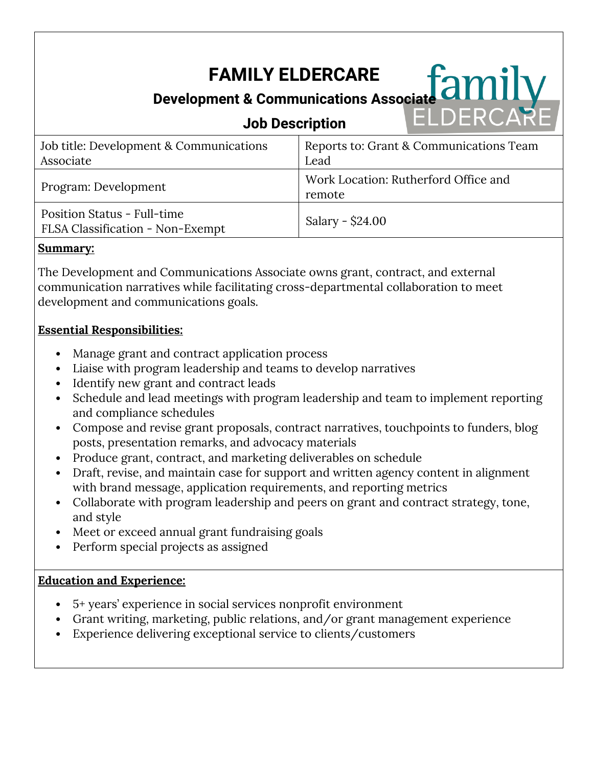# FAMILY ELDERCARE

## Development & Communications Associate

## Job Description

| Job title: Development & Communications Associate | Reports to: Grant & Communications Team Lead |
|---|---|
| Program: Development | Work Location: Rutherford Office and remote |
| Position Status - Full-time<br>FLSA Classification - Non-Exempt | Salary - $24.00 |

**Summary:**

The Development and Communications Associate owns grant, contract, and external communication narratives while facilitating cross-departmental collaboration to meet development and communications goals.

**Essential Responsibilities:**

- Manage grant and contract application process
- Liaise with program leadership and teams to develop narratives
- Identify new grant and contract leads
- Schedule and lead meetings with program leadership and team to implement reporting and compliance schedules
- Compose and revise grant proposals, contract narratives, touchpoints to funders, blog posts, presentation remarks, and advocacy materials
- Produce grant, contract, and marketing deliverables on schedule
- Draft, revise, and maintain case for support and written agency content in alignment with brand message, application requirements, and reporting metrics
- Collaborate with program leadership and peers on grant and contract strategy, tone, and style
- Meet or exceed annual grant fundraising goals
- Perform special projects as assigned

**Education and Experience:**

- 5+ years' experience in social services nonprofit environment
- Grant writing, marketing, public relations, and/or grant management experience
- Experience delivering exceptional service to clients/customers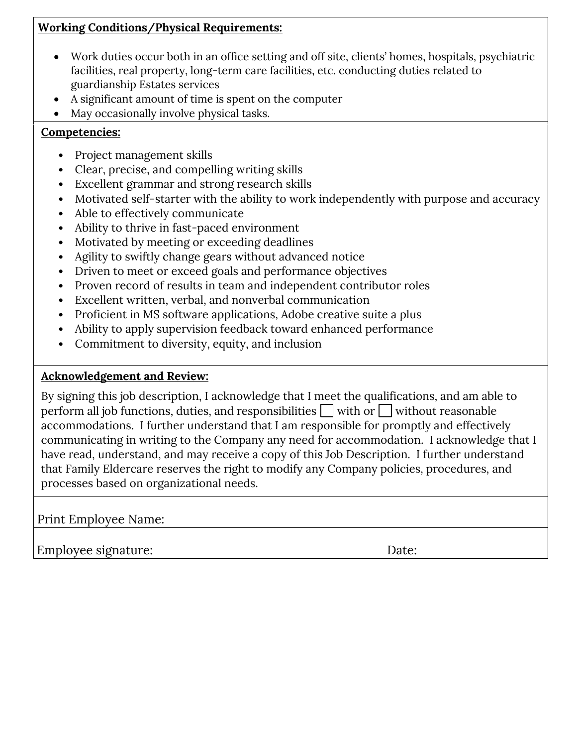**Working Conditions/Physical Requirements:**

- Work duties occur both in an office setting and off site, clients' homes, hospitals, psychiatric facilities, real property, long-term care facilities, etc. conducting duties related to guardianship Estates services
- A significant amount of time is spent on the computer
- May occasionally involve physical tasks.

**Competencies:**

- Project management skills
- Clear, precise, and compelling writing skills
- Excellent grammar and strong research skills
- Motivated self-starter with the ability to work independently with purpose and accuracy
- Able to effectively communicate
- Ability to thrive in fast-paced environment
- Motivated by meeting or exceeding deadlines
- Agility to swiftly change gears without advanced notice
- Driven to meet or exceed goals and performance objectives
- Proven record of results in team and independent contributor roles
- Excellent written, verbal, and nonverbal communication
- Proficient in MS software applications, Adobe creative suite a plus
- Ability to apply supervision feedback toward enhanced performance
- Commitment to diversity, equity, and inclusion

**Acknowledgement and Review:**

By signing this job description, I acknowledge that I meet the qualifications, and am able to perform all job functions, duties, and responsibilities ☐ with or ☐ without reasonable accommodations. I further understand that I am responsible for promptly and effectively communicating in writing to the Company any need for accommodation. I acknowledge that I have read, understand, and may receive a copy of this Job Description. I further understand that Family Eldercare reserves the right to modify any Company policies, procedures, and processes based on organizational needs.

Print Employee Name:

Employee signature: Date: